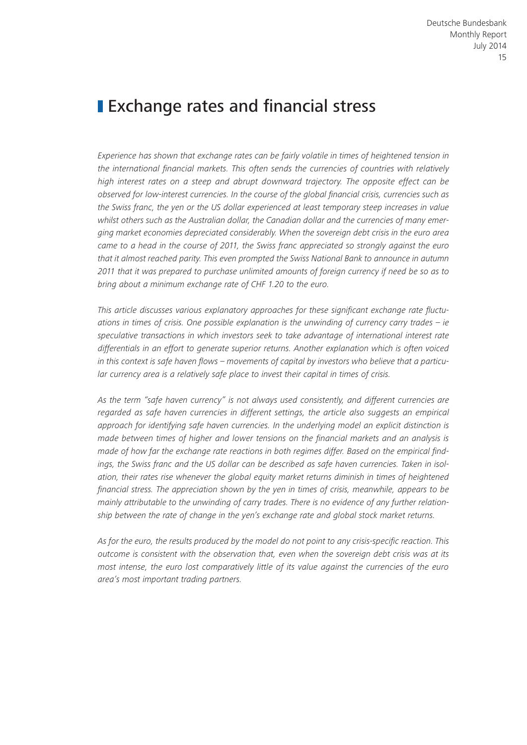# Exchange rates and financial stress

*Experience has shown that exchange rates can be fairly volatile in times of heightened tension in the international financial markets. This often sends the currencies of countries with relatively high interest rates on a steep and abrupt downward trajectory. The opposite effect can be observed for low-interest currencies. In the course of the global financial crisis, currencies such as the Swiss franc, the yen or the US dollar experienced at least temporary steep increases in value whilst others such as the Australian dollar, the Canadian dollar and the currencies of many emerging market economies depreciated considerably. When the sovereign debt crisis in the euro area came to a head in the course of 2011, the Swiss franc appreciated so strongly against the euro that it almost reached parity. This even prompted the Swiss National Bank to announce in autumn 2011 that it was prepared to purchase unlimited amounts of foreign currency if need be so as to bring about a minimum exchange rate of CHF 1.20 to the euro.*

*This article discusses various explanatory approaches for these significant exchange rate fluctuations in times of crisis. One possible explanation is the unwinding of currency carry trades – ie speculative transactions in which investors seek to take advantage of international interest rate differentials in an effort to generate superior returns. Another explanation which is often voiced in this context is safe haven flows – movements of capital by investors who believe that a particular currency area is a relatively safe place to invest their capital in times of crisis.*

*As the term "safe haven currency" is not always used consistently, and different currencies are regarded as safe haven currencies in different settings, the article also suggests an empirical approach for identifying safe haven currencies. In the underlying model an explicit distinction is made between times of higher and lower tensions on the financial markets and an analysis is made of how far the exchange rate reactions in both regimes differ. Based on the empirical findings, the Swiss franc and the US dollar can be described as safe haven currencies. Taken in isolation, their rates rise whenever the global equity market returns diminish in times of heightened financial stress. The appreciation shown by the yen in times of crisis, meanwhile, appears to be mainly attributable to the unwinding of carry trades. There is no evidence of any further relationship between the rate of change in the yen's exchange rate and global stock market returns.*

*As for the euro, the results produced by the model do not point to any crisis-specific reaction. This outcome is consistent with the observation that, even when the sovereign debt crisis was at its most intense, the euro lost comparatively little of its value against the currencies of the euro area's most important trading partners.*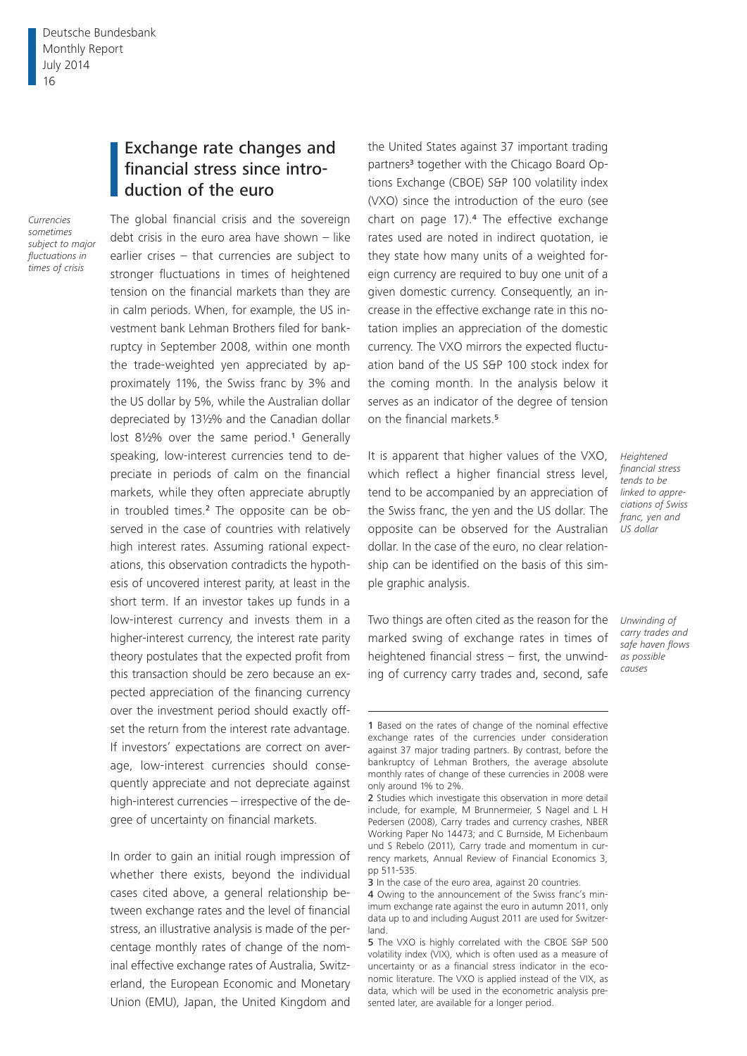## Exchange rate changes and financial stress since introduction of the euro

*Currencies sometimes subject to major fluctuations in times of crisis*

The global financial crisis and the sovereign debt crisis in the euro area have shown – like earlier crises – that currencies are subject to stronger fluctuations in times of heightened tension on the financial markets than they are in calm periods. When, for example, the US investment bank Lehman Brothers filed for bankruptcy in September 2008, within one month the trade-weighted yen appreciated by approximately 11%, the Swiss franc by 3% and the US dollar by 5%, while the Australian dollar depreciated by 13½% and the Canadian dollar lost 8½% over the same period.[1] Generally speaking, low-interest currencies tend to depreciate in periods of calm on the financial markets, while they often appreciate abruptly in troubled times.[2] The opposite can be observed in the case of countries with relatively high interest rates. Assuming rational expectations, this observation contradicts the hypothesis of uncovered interest parity, at least in the short term. If an investor takes up funds in a low-interest currency and invests them in a higher-interest currency, the interest rate parity theory postulates that the expected profit from this transaction should be zero because an expected appreciation of the financing currency over the investment period should exactly offset the return from the interest rate advantage. If investors' expectations are correct on average, low-interest currencies should consequently appreciate and not depreciate against high-interest currencies – irrespective of the degree of uncertainty on financial markets.

In order to gain an initial rough impression of whether there exists, beyond the individual cases cited above, a general relationship between exchange rates and the level of financial stress, an illustrative analysis is made of the percentage monthly rates of change of the nominal effective exchange rates of Australia, Switzerland, the European Economic and Monetary Union (EMU), Japan, the United Kingdom and the United States against 37 important trading partners[3] together with the Chicago Board Options Exchange (CBOE) S&P 100 volatility index (VXO) since the introduction of the euro (see chart on page 17).[4] The effective exchange rates used are noted in indirect quotation, ie they state how many units of a weighted foreign currency are required to buy one unit of a given domestic currency. Consequently, an increase in the effective exchange rate in this notation implies an appreciation of the domestic currency. The VXO mirrors the expected fluctuation band of the US S&P 100 stock index for the coming month. In the analysis below it serves as an indicator of the degree of tension on the financial markets.[5]

*Heightened financial stress tends to be linked to appreciations of Swiss franc, yen and US dollar*

It is apparent that higher values of the VXO, which reflect a higher financial stress level, tend to be accompanied by an appreciation of the Swiss franc, the yen and the US dollar. The opposite can be observed for the Australian dollar. In the case of the euro, no clear relationship can be identified on the basis of this simple graphic analysis.

*Unwinding of carry trades and safe haven flows as possible causes*

Two things are often cited as the reason for the marked swing of exchange rates in times of heightened financial stress – first, the unwinding of currency carry trades and, second, safe

---

1 Based on the rates of change of the nominal effective exchange rates of the currencies under consideration against 37 major trading partners. By contrast, before the bankruptcy of Lehman Brothers, the average absolute monthly rates of change of these currencies in 2008 were only around 1% to 2%.

2 Studies which investigate this observation in more detail include, for example, M Brunnermeier, S Nagel and L H Pedersen (2008), Carry trades and currency crashes, NBER Working Paper No 14473; and C Burnside, M Eichenbaum und S Rebelo (2011), Carry trade and momentum in currency markets, Annual Review of Financial Economics 3, pp 511-535.

3 In the case of the euro area, against 20 countries.

4 Owing to the announcement of the Swiss franc's minimum exchange rate against the euro in autumn 2011, only data up to and including August 2011 are used for Switzerland.

5 The VXO is highly correlated with the CBOE S&P 500 volatility index (VIX), which is often used as a measure of uncertainty or as a financial stress indicator in the economic literature. The VXO is applied instead of the VIX, as data, which will be used in the econometric analysis presented later, are available for a longer period.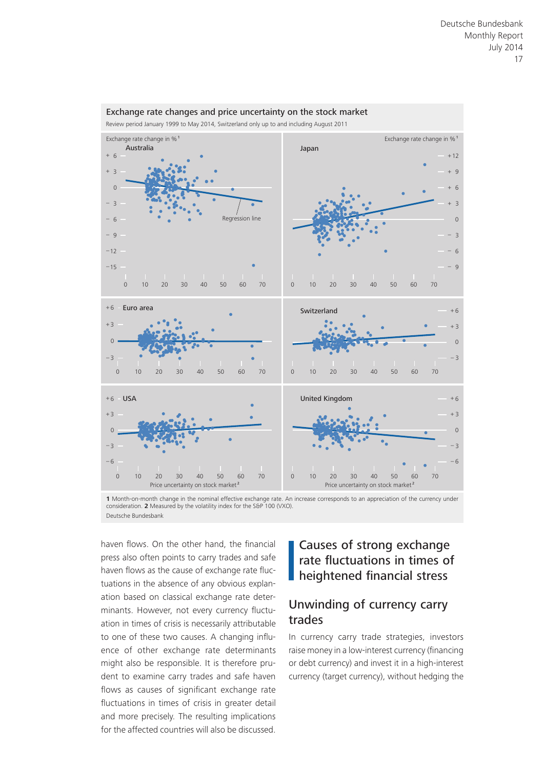**Exchange rate changes and price uncertainty on the stock market**

Review period January 1999 to May 2014, Switzerland only up to and including August 2011

**1** Month-on-month change in the nominal effective exchange rate. An increase corresponds to an appreciation of the currency under consideration. **2** Measured by the volatility index for the S&P 100 (VXO).

Deutsche Bundesbank

haven flows. On the other hand, the financial press also often points to carry trades and safe haven flows as the cause of exchange rate fluctuations in the absence of any obvious explanation based on classical exchange rate determinants. However, not every currency fluctuation in times of crisis is necessarily attributable to one of these two causes. A changing influence of other exchange rate determinants might also be responsible. It is therefore prudent to examine carry trades and safe haven flows as causes of significant exchange rate fluctuations in times of crisis in greater detail and more precisely. The resulting implications for the affected countries will also be discussed.

## Causes of strong exchange rate fluctuations in times of heightened financial stress

### Unwinding of currency carry trades

In currency carry trade strategies, investors raise money in a low-interest currency (financing or debt currency) and invest it in a high-interest currency (target currency), without hedging the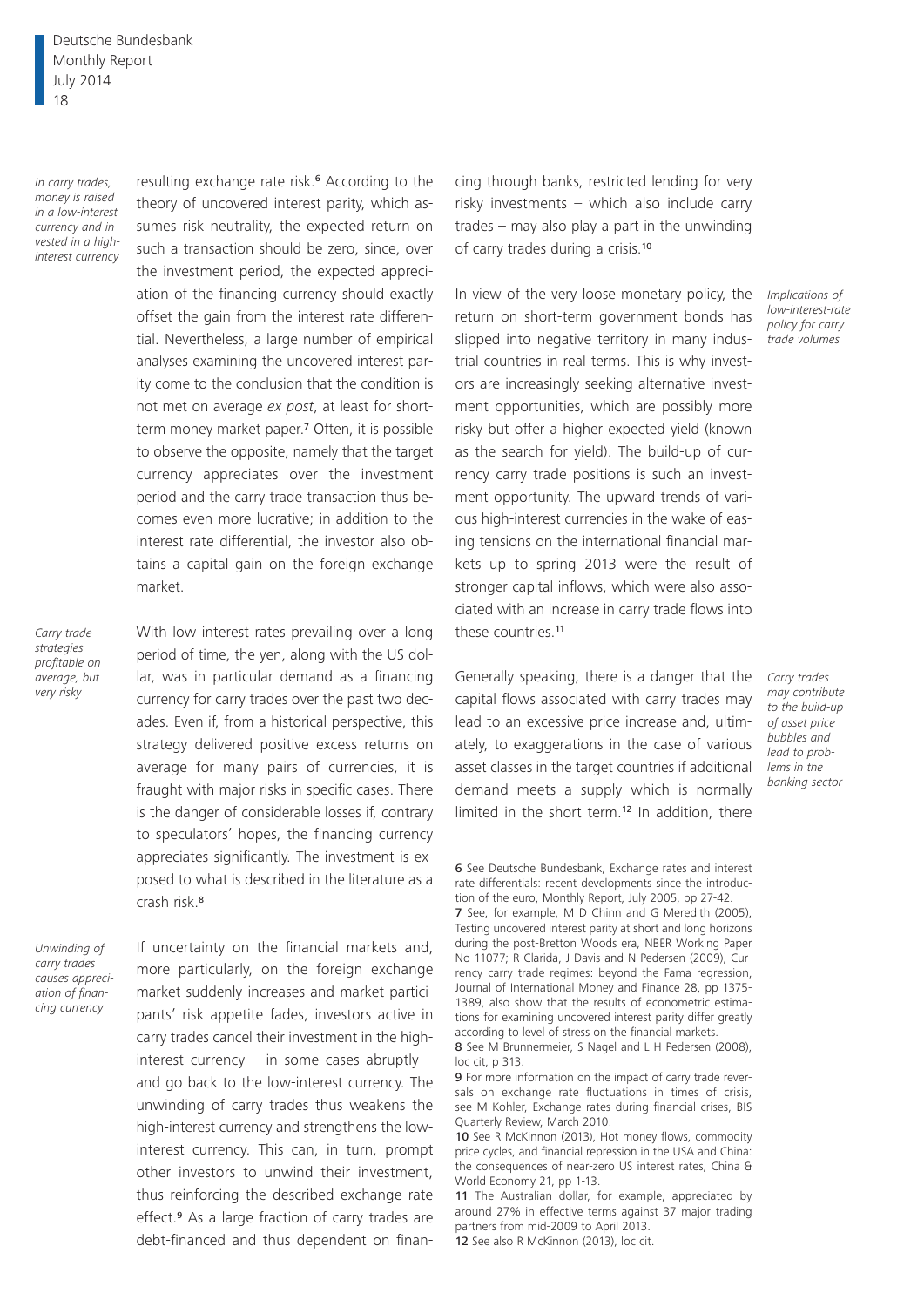*In carry trades, money is raised in a low-interest currency and invested in a high-interest currency*

resulting exchange rate risk.[6] According to the theory of uncovered interest parity, which assumes risk neutrality, the expected return on such a transaction should be zero, since, over the investment period, the expected appreciation of the financing currency should exactly offset the gain from the interest rate differential. Nevertheless, a large number of empirical analyses examining the uncovered interest parity come to the conclusion that the condition is not met on average *ex post*, at least for short-term money market paper.[7] Often, it is possible to observe the opposite, namely that the target currency appreciates over the investment period and the carry trade transaction thus becomes even more lucrative; in addition to the interest rate differential, the investor also obtains a capital gain on the foreign exchange market.

*Carry trade strategies profitable on average, but very risky*

With low interest rates prevailing over a long period of time, the yen, along with the US dollar, was in particular demand as a financing currency for carry trades over the past two decades. Even if, from a historical perspective, this strategy delivered positive excess returns on average for many pairs of currencies, it is fraught with major risks in specific cases. There is the danger of considerable losses if, contrary to speculators' hopes, the financing currency appreciates significantly. The investment is exposed to what is described in the literature as a crash risk.[8]

*Unwinding of carry trades causes appreciation of financing currency*

If uncertainty on the financial markets and, more particularly, on the foreign exchange market suddenly increases and market participants' risk appetite fades, investors active in carry trades cancel their investment in the high-interest currency – in some cases abruptly – and go back to the low-interest currency. The unwinding of carry trades thus weakens the high-interest currency and strengthens the low-interest currency. This can, in turn, prompt other investors to unwind their investment, thus reinforcing the described exchange rate effect.[9] As a large fraction of carry trades are debt-financed and thus dependent on financing through banks, restricted lending for very risky investments – which also include carry trades – may also play a part in the unwinding of carry trades during a crisis.[10]

*Implications of low-interest-rate policy for carry trade volumes*

In view of the very loose monetary policy, the return on short-term government bonds has slipped into negative territory in many industrial countries in real terms. This is why investors are increasingly seeking alternative investment opportunities, which are possibly more risky but offer a higher expected yield (known as the search for yield). The build-up of currency carry trade positions is such an investment opportunity. The upward trends of various high-interest currencies in the wake of easing tensions on the international financial markets up to spring 2013 were the result of stronger capital inflows, which were also associated with an increase in carry trade flows into these countries.[11]

*Carry trades may contribute to the build-up of asset price bubbles and lead to problems in the banking sector*

Generally speaking, there is a danger that the capital flows associated with carry trades may lead to an excessive price increase and, ultimately, to exaggerations in the case of various asset classes in the target countries if additional demand meets a supply which is normally limited in the short term.[12] In addition, there

---

6 See Deutsche Bundesbank, Exchange rates and interest rate differentials: recent developments since the introduction of the euro, Monthly Report, July 2005, pp 27-42.

7 See, for example, M D Chinn and G Meredith (2005), Testing uncovered interest parity at short and long horizons during the post-Bretton Woods era, NBER Working Paper No 11077; R Clarida, J Davis and N Pedersen (2009), Currency carry trade regimes: beyond the Fama regression, Journal of International Money and Finance 28, pp 1375-1389, also show that the results of econometric estimations for examining uncovered interest parity differ greatly according to level of stress on the financial markets.

8 See M Brunnermeier, S Nagel and L H Pedersen (2008), loc cit, p 313.

9 For more information on the impact of carry trade reversals on exchange rate fluctuations in times of crisis, see M Kohler, Exchange rates during financial crises, BIS Quarterly Review, March 2010.

10 See R McKinnon (2013), Hot money flows, commodity price cycles, and financial repression in the USA and China: the consequences of near-zero US interest rates, China & World Economy 21, pp 1-13.

11 The Australian dollar, for example, appreciated by around 27% in effective terms against 37 major trading partners from mid-2009 to April 2013.

12 See also R McKinnon (2013), loc cit.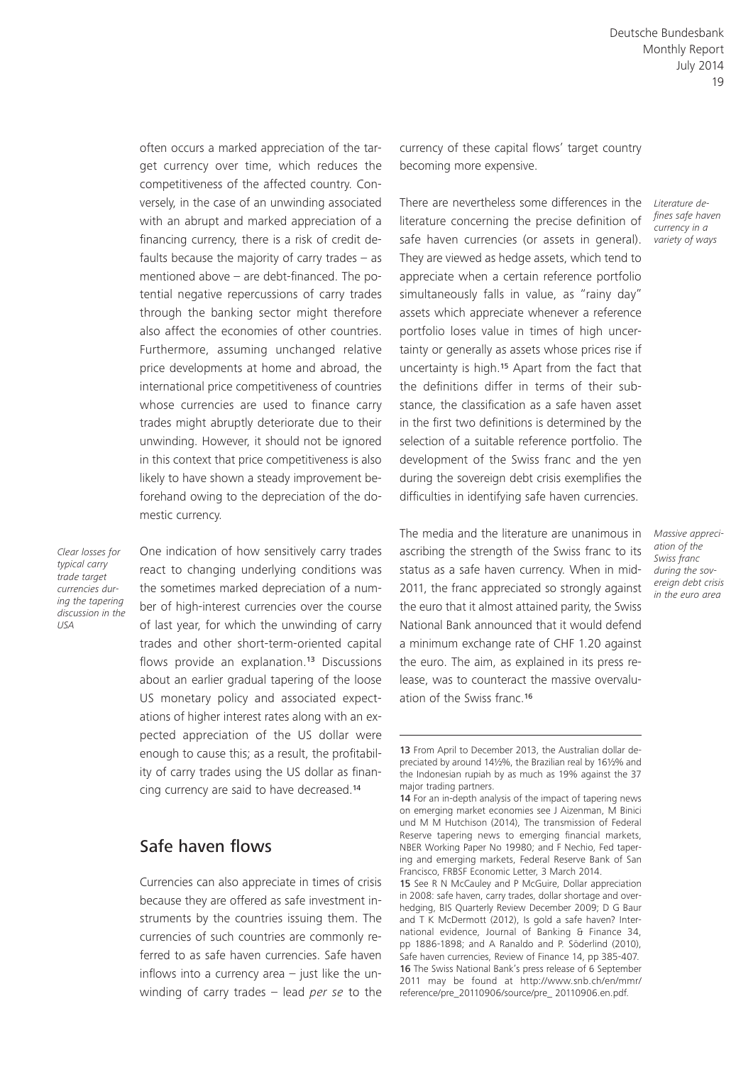often occurs a marked appreciation of the target currency over time, which reduces the competitiveness of the affected country. Conversely, in the case of an unwinding associated with an abrupt and marked appreciation of a financing currency, there is a risk of credit defaults because the majority of carry trades – as mentioned above – are debt-financed. The potential negative repercussions of carry trades through the banking sector might therefore also affect the economies of other countries. Furthermore, assuming unchanged relative price developments at home and abroad, the international price competitiveness of countries whose currencies are used to finance carry trades might abruptly deteriorate due to their unwinding. However, it should not be ignored in this context that price competitiveness is also likely to have shown a steady improvement beforehand owing to the depreciation of the domestic currency.

*Clear losses for typical carry trade target currencies during the tapering discussion in the USA*

One indication of how sensitively carry trades react to changing underlying conditions was the sometimes marked depreciation of a number of high-interest currencies over the course of last year, for which the unwinding of carry trades and other short-term-oriented capital flows provide an explanation.[13] Discussions about an earlier gradual tapering of the loose US monetary policy and associated expectations of higher interest rates along with an expected appreciation of the US dollar were enough to cause this; as a result, the profitability of carry trades using the US dollar as financing currency are said to have decreased.[14]

## Safe haven flows

Currencies can also appreciate in times of crisis because they are offered as safe investment instruments by the countries issuing them. The currencies of such countries are commonly referred to as safe haven currencies. Safe haven inflows into a currency area – just like the unwinding of carry trades – lead *per se* to the currency of these capital flows' target country becoming more expensive.

*Literature defines safe haven currency in a variety of ways*

There are nevertheless some differences in the literature concerning the precise definition of safe haven currencies (or assets in general). They are viewed as hedge assets, which tend to appreciate when a certain reference portfolio simultaneously falls in value, as "rainy day" assets which appreciate whenever a reference portfolio loses value in times of high uncertainty or generally as assets whose prices rise if uncertainty is high.[15] Apart from the fact that the definitions differ in terms of their substance, the classification as a safe haven asset in the first two definitions is determined by the selection of a suitable reference portfolio. The development of the Swiss franc and the yen during the sovereign debt crisis exemplifies the difficulties in identifying safe haven currencies.

*Massive appreciation of the Swiss franc during the sovereign debt crisis in the euro area*

The media and the literature are unanimous in ascribing the strength of the Swiss franc to its status as a safe haven currency. When in mid-2011, the franc appreciated so strongly against the euro that it almost attained parity, the Swiss National Bank announced that it would defend a minimum exchange rate of CHF 1.20 against the euro. The aim, as explained in its press release, was to counteract the massive overvaluation of the Swiss franc.[16]

---

13 From April to December 2013, the Australian dollar depreciated by around 14½%, the Brazilian real by 16½% and the Indonesian rupiah by as much as 19% against the 37 major trading partners.

14 For an in-depth analysis of the impact of tapering news on emerging market economies see J Aizenman, M Binici und M M Hutchison (2014), The transmission of Federal Reserve tapering news to emerging financial markets, NBER Working Paper No 19980; and F Nechio, Fed tapering and emerging markets, Federal Reserve Bank of San Francisco, FRBSF Economic Letter, 3 March 2014.

15 See R N McCauley and P McGuire, Dollar appreciation in 2008: safe haven, carry trades, dollar shortage and overhedging, BIS Quarterly Review December 2009; D G Baur and T K McDermott (2012), Is gold a safe haven? International evidence, Journal of Banking & Finance 34, pp 1886-1898; and A Ranaldo and P. Söderlind (2010), Safe haven currencies, Review of Finance 14, pp 385-407.

16 The Swiss National Bank's press release of 6 September 2011 may be found at http://www.snb.ch/en/mmr/reference/pre_20110906/source/pre_ 20110906.en.pdf.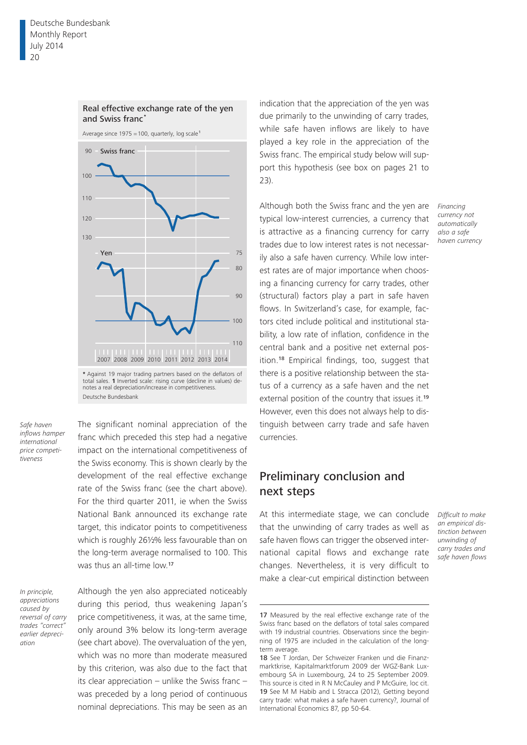**Real effective exchange rate of the yen and Swiss franc***

Average since 1975 = 100, quarterly, log scale[1]

\* Against 19 major trading partners based on the deflators of total sales. **1** Inverted scale: rising curve (decline in values) denotes a real depreciation/increase in competitiveness.

Deutsche Bundesbank

*Safe haven inflows hamper international price competitiveness*

The significant nominal appreciation of the franc which preceded this step had a negative impact on the international competitiveness of the Swiss economy. This is shown clearly by the development of the real effective exchange rate of the Swiss franc (see the chart above). For the third quarter 2011, ie when the Swiss National Bank announced its exchange rate target, this indicator points to competitiveness which is roughly 26½% less favourable than on the long-term average normalised to 100. This was thus an all-time low.[17]

*In principle, appreciations caused by reversal of carry trades "correct" earlier depreciation*

Although the yen also appreciated noticeably during this period, thus weakening Japan's price competitiveness, it was, at the same time, only around 3% below its long-term average (see chart above). The overvaluation of the yen, which was no more than moderate measured by this criterion, was also due to the fact that its clear appreciation – unlike the Swiss franc – was preceded by a long period of continuous nominal depreciations. This may be seen as an indication that the appreciation of the yen was due primarily to the unwinding of carry trades, while safe haven inflows are likely to have played a key role in the appreciation of the Swiss franc. The empirical study below will support this hypothesis (see box on pages 21 to 23).

*Financing currency not automatically also a safe haven currency*

Although both the Swiss franc and the yen are typical low-interest currencies, a currency that is attractive as a financing currency for carry trades due to low interest rates is not necessarily also a safe haven currency. While low interest rates are of major importance when choosing a financing currency for carry trades, other (structural) factors play a part in safe haven flows. In Switzerland's case, for example, factors cited include political and institutional stability, a low rate of inflation, confidence in the central bank and a positive net external position.[18] Empirical findings, too, suggest that there is a positive relationship between the status of a currency as a safe haven and the net external position of the country that issues it.[19] However, even this does not always help to distinguish between carry trade and safe haven currencies.

## Preliminary conclusion and next steps

*Difficult to make an empirical distinction between unwinding of carry trades and safe haven flows*

At this intermediate stage, we can conclude that the unwinding of carry trades as well as safe haven flows can trigger the observed international capital flows and exchange rate changes. Nevertheless, it is very difficult to make a clear-cut empirical distinction between

**17** Measured by the real effective exchange rate of the Swiss franc based on the deflators of total sales compared with 19 industrial countries. Observations since the beginning of 1975 are included in the calculation of the long-term average.

**18** See T Jordan, Der Schweizer Franken und die Finanzmarktkrise, Kapitalmarktforum 2009 der WGZ-Bank Luxembourg SA in Luxembourg, 24 to 25 September 2009. This source is cited in R N McCauley and P McGuire, loc cit.

**19** See M M Habib and L Stracca (2012), Getting beyond carry trade: what makes a safe haven currency?, Journal of International Economics 87, pp 50-64.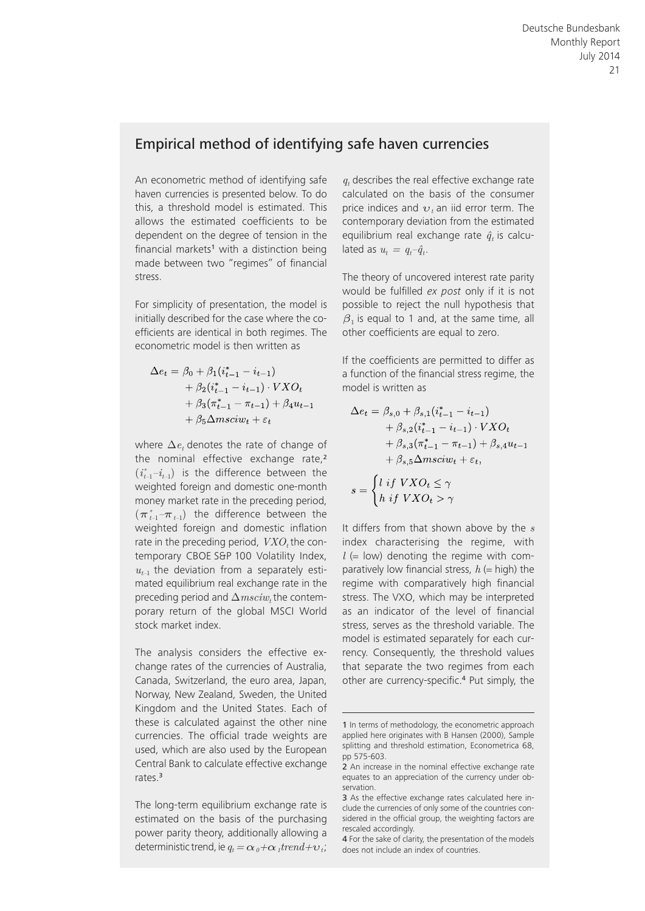## Empirical method of identifying safe haven currencies

An econometric method of identifying safe haven currencies is presented below. To do this, a threshold model is estimated. This allows the estimated coefficients to be dependent on the degree of tension in the financial markets[1] with a distinction being made between two "regimes" of financial stress.

For simplicity of presentation, the model is initially described for the case where the coefficients are identical in both regimes. The econometric model is then written as

$$\Delta e_t = \beta_0 + \beta_1(i^*_{t-1} - i_{t-1}) + \beta_2(i^*_{t-1} - i_{t-1}) \cdot VXO_t + \beta_3(\pi^*_{t-1} - \pi_{t-1}) + \beta_4 u_{t-1} + \beta_5 \Delta msciw_t + \varepsilon_t$$

where $\Delta e_t$ denotes the rate of change of the nominal effective exchange rate,[2] $(i^*_{t-1} - i_{t-1})$ is the difference between the weighted foreign and domestic one-month money market rate in the preceding period, $(\pi^*_{t-1} - \pi_{t-1})$ the difference between the weighted foreign and domestic inflation rate in the preceding period, $VXO_t$ the contemporary CBOE S&P 100 Volatility Index, $u_{t-1}$ the deviation from a separately estimated equilibrium real exchange rate in the preceding period and $\Delta msciw_t$ the contemporary return of the global MSCI World stock market index.

The analysis considers the effective exchange rates of the currencies of Australia, Canada, Switzerland, the euro area, Japan, Norway, New Zealand, Sweden, the United Kingdom and the United States. Each of these is calculated against the other nine currencies. The official trade weights are used, which are also used by the European Central Bank to calculate effective exchange rates.[3]

The long-term equilibrium exchange rate is estimated on the basis of the purchasing power parity theory, additionally allowing a deterministic trend, ie $q_t = \alpha_0 + \alpha_1 trend + \upsilon_t$; $q_t$ describes the real effective exchange rate calculated on the basis of the consumer price indices and $\upsilon_t$ an iid error term. The contemporary deviation from the estimated equilibrium real exchange rate $\hat{q}_t$ is calculated as $u_t = q_t - \hat{q}_t$.

The theory of uncovered interest rate parity would be fulfilled *ex post* only if it is not possible to reject the null hypothesis that $\beta_1$ is equal to 1 and, at the same time, all other coefficients are equal to zero.

If the coefficients are permitted to differ as a function of the financial stress regime, the model is written as

$$\Delta e_t = \beta_{s,0} + \beta_{s,1}(i^*_{t-1} - i_{t-1}) + \beta_{s,2}(i^*_{t-1} - i_{t-1}) \cdot VXO_t + \beta_{s,3}(\pi^*_{t-1} - \pi_{t-1}) + \beta_{s,4} u_{t-1} + \beta_{s,5} \Delta msciw_t + \varepsilon_t,$$

$$s = \begin{cases} l \ if \ VXO_t \leq \gamma \\ h \ if \ VXO_t > \gamma \end{cases}$$

It differs from that shown above by the $s$ index characterising the regime, with $l$ (= low) denoting the regime with comparatively low financial stress, $h$ (= high) the regime with comparatively high financial stress. The VXO, which may be interpreted as an indicator of the level of financial stress, serves as the threshold variable. The model is estimated separately for each currency. Consequently, the threshold values that separate the two regimes from each other are currency-specific.[4] Put simply, the

---

1 In terms of methodology, the econometric approach applied here originates with B Hansen (2000), Sample splitting and threshold estimation, Econometrica 68, pp 575-603.

2 An increase in the nominal effective exchange rate equates to an appreciation of the currency under observation.

3 As the effective exchange rates calculated here include the currencies of only some of the countries considered in the official group, the weighting factors are rescaled accordingly.

4 For the sake of clarity, the presentation of the models does not include an index of countries.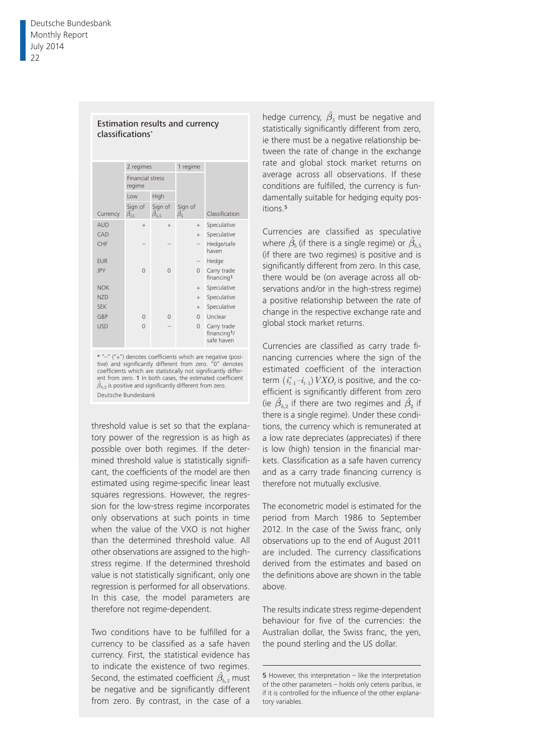## Estimation results and currency classifications*

| Currency | 2 regimes | | 1 regime | Classification |
|---|---|---|---|---|
| | Financial stress regime | | | |
| | Low | High | | |
| | Sign of $\hat{\beta}_{l,5}$ | Sign of $\hat{\beta}_{h,5}$ | Sign of $\hat{\beta}_5$ | |
| AUD | + | + | + | Speculative |
| CAD | | | + | Speculative |
| CHF | – | – | – | Hedge/safe haven |
| EUR | | | – | Hedge |
| JPY | 0 | 0 | 0 | Carry trade financing[1] |
| NOK | | | + | Speculative |
| NZD | | | + | Speculative |
| SEK | | | + | Speculative |
| GBP | 0 | 0 | 0 | Unclear |
| USD | 0 | – | 0 | Carry trade financing[1]/ safe haven |

* "–" ("+") denotes coefficients which are negative (positive) and significantly different from zero. "0" denotes coefficients which are statistically not significantly different from zero. 1 In both cases, the estimated coefficient $\hat{\beta}_{h,2}$ is positive and significantly different from zero.
Deutsche Bundesbank

threshold value is set so that the explanatory power of the regression is as high as possible over both regimes. If the determined threshold value is statistically significant, the coefficients of the model are then estimated using regime-specific linear least squares regressions. However, the regression for the low-stress regime incorporates only observations at such points in time when the value of the VXO is not higher than the determined threshold value. All other observations are assigned to the high-stress regime. If the determined threshold value is not statistically significant, only one regression is performed for all observations. In this case, the model parameters are therefore not regime-dependent.

Two conditions have to be fulfilled for a currency to be classified as a safe haven currency. First, the statistical evidence has to indicate the existence of two regimes. Second, the estimated coefficient $\hat{\beta}_{h,5}$ must be negative and be significantly different from zero. By contrast, in the case of a hedge currency, $\hat{\beta}_5$ must be negative and statistically significantly different from zero, ie there must be a negative relationship between the rate of change in the exchange rate and global stock market returns on average across all observations. If these conditions are fulfilled, the currency is fundamentally suitable for hedging equity positions.[5]

Currencies are classified as speculative where $\hat{\beta}_5$ (if there is a single regime) or $\hat{\beta}_{h,5}$ (if there are two regimes) is positive and is significantly different from zero. In this case, there would be (on average across all observations and/or in the high-stress regime) a positive relationship between the rate of change in the respective exchange rate and global stock market returns.

Currencies are classified as carry trade financing currencies where the sign of the estimated coefficient of the interaction term $(i^*_{t-1} - i_{t-1})\,VXO_t$ is positive, and the coefficient is significantly different from zero (ie $\hat{\beta}_{h,2}$ if there are two regimes and $\hat{\beta}_2$ if there is a single regime). Under these conditions, the currency which is remunerated at a low rate depreciates (appreciates) if there is low (high) tension in the financial markets. Classification as a safe haven currency and as a carry trade financing currency is therefore not mutually exclusive.

The econometric model is estimated for the period from March 1986 to September 2012. In the case of the Swiss franc, only observations up to the end of August 2011 are included. The currency classifications derived from the estimates and based on the definitions above are shown in the table above.

The results indicate stress regime-dependent behaviour for five of the currencies: the Australian dollar, the Swiss franc, the yen, the pound sterling and the US dollar.

5 However, this interpretation – like the interpretation of the other parameters – holds only ceteris paribus, ie if it is controlled for the influence of the other explanatory variables.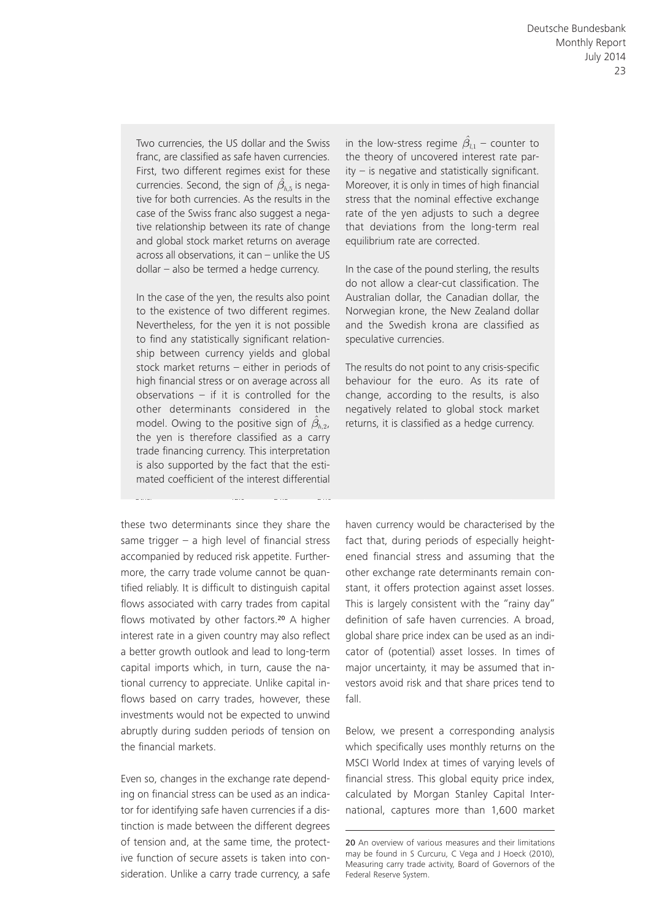Two currencies, the US dollar and the Swiss franc, are classified as safe haven currencies. First, two different regimes exist for these currencies. Second, the sign of $\hat{\beta}_{h,5}$ is negative for both currencies. As the results in the case of the Swiss franc also suggest a negative relationship between its rate of change and global stock market returns on average across all observations, it can – unlike the US dollar – also be termed a hedge currency.

In the case of the yen, the results also point to the existence of two different regimes. Nevertheless, for the yen it is not possible to find any statistically significant relationship between currency yields and global stock market returns – either in periods of high financial stress or on average across all observations – if it is controlled for the other determinants considered in the model. Owing to the positive sign of $\hat{\beta}_{h,2}$, the yen is therefore classified as a carry trade financing currency. This interpretation is also supported by the fact that the estimated coefficient of the interest differential in the low-stress regime $\hat{\beta}_{l,1}$ – counter to the theory of uncovered interest rate parity – is negative and statistically significant. Moreover, it is only in times of high financial stress that the nominal effective exchange rate of the yen adjusts to such a degree that deviations from the long-term real equilibrium rate are corrected.

In the case of the pound sterling, the results do not allow a clear-cut classification. The Australian dollar, the Canadian dollar, the Norwegian krone, the New Zealand dollar and the Swedish krona are classified as speculative currencies.

The results do not point to any crisis-specific behaviour for the euro. As its rate of change, according to the results, is also negatively related to global stock market returns, it is classified as a hedge currency.

these two determinants since they share the same trigger – a high level of financial stress accompanied by reduced risk appetite. Furthermore, the carry trade volume cannot be quantified reliably. It is difficult to distinguish capital flows associated with carry trades from capital flows motivated by other factors.[20] A higher interest rate in a given country may also reflect a better growth outlook and lead to long-term capital imports which, in turn, cause the national currency to appreciate. Unlike capital inflows based on carry trades, however, these investments would not be expected to unwind abruptly during sudden periods of tension on the financial markets.

Even so, changes in the exchange rate depending on financial stress can be used as an indicator for identifying safe haven currencies if a distinction is made between the different degrees of tension and, at the same time, the protective function of secure assets is taken into consideration. Unlike a carry trade currency, a safe haven currency would be characterised by the fact that, during periods of especially heightened financial stress and assuming that the other exchange rate determinants remain constant, it offers protection against asset losses. This is largely consistent with the "rainy day" definition of safe haven currencies. A broad, global share price index can be used as an indicator of (potential) asset losses. In times of major uncertainty, it may be assumed that investors avoid risk and that share prices tend to fall.

Below, we present a corresponding analysis which specifically uses monthly returns on the MSCI World Index at times of varying levels of financial stress. This global equity price index, calculated by Morgan Stanley Capital International, captures more than 1,600 market

20 An overview of various measures and their limitations may be found in S Curcuru, C Vega and J Hoeck (2010), Measuring carry trade activity, Board of Governors of the Federal Reserve System.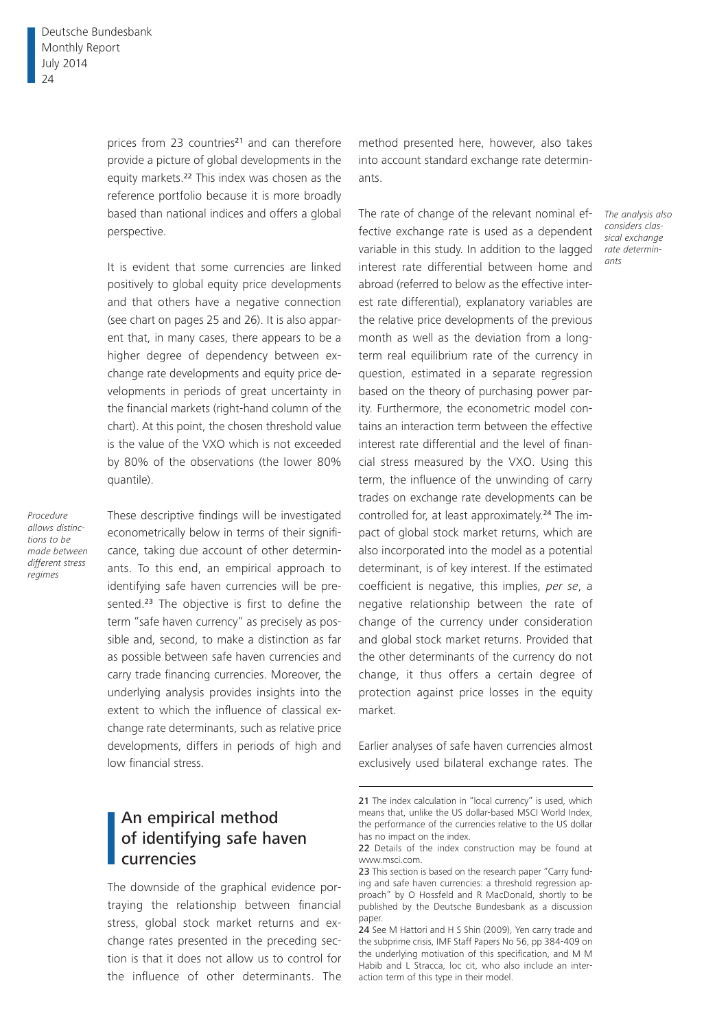prices from 23 countries[21] and can therefore provide a picture of global developments in the equity markets.[22] This index was chosen as the reference portfolio because it is more broadly based than national indices and offers a global perspective.

It is evident that some currencies are linked positively to global equity price developments and that others have a negative connection (see chart on pages 25 and 26). It is also apparent that, in many cases, there appears to be a higher degree of dependency between exchange rate developments and equity price developments in periods of great uncertainty in the financial markets (right-hand column of the chart). At this point, the chosen threshold value is the value of the VXO which is not exceeded by 80% of the observations (the lower 80% quantile).

*Procedure allows distinctions to be made between different stress regimes*

These descriptive findings will be investigated econometrically below in terms of their significance, taking due account of other determinants. To this end, an empirical approach to identifying safe haven currencies will be presented.[23] The objective is first to define the term "safe haven currency" as precisely as possible and, second, to make a distinction as far as possible between safe haven currencies and carry trade financing currencies. Moreover, the underlying analysis provides insights into the extent to which the influence of classical exchange rate determinants, such as relative price developments, differs in periods of high and low financial stress.

## An empirical method of identifying safe haven currencies

The downside of the graphical evidence portraying the relationship between financial stress, global stock market returns and exchange rates presented in the preceding section is that it does not allow us to control for the influence of other determinants. The method presented here, however, also takes into account standard exchange rate determinants.

*The analysis also considers classical exchange rate determinants*

The rate of change of the relevant nominal effective exchange rate is used as a dependent variable in this study. In addition to the lagged interest rate differential between home and abroad (referred to below as the effective interest rate differential), explanatory variables are the relative price developments of the previous month as well as the deviation from a long-term real equilibrium rate of the currency in question, estimated in a separate regression based on the theory of purchasing power parity. Furthermore, the econometric model contains an interaction term between the effective interest rate differential and the level of financial stress measured by the VXO. Using this term, the influence of the unwinding of carry trades on exchange rate developments can be controlled for, at least approximately.[24] The impact of global stock market returns, which are also incorporated into the model as a potential determinant, is of key interest. If the estimated coefficient is negative, this implies, *per se*, a negative relationship between the rate of change of the currency under consideration and global stock market returns. Provided that the other determinants of the currency do not change, it thus offers a certain degree of protection against price losses in the equity market.

Earlier analyses of safe haven currencies almost exclusively used bilateral exchange rates. The

---

21 The index calculation in "local currency" is used, which means that, unlike the US dollar-based MSCI World Index, the performance of the currencies relative to the US dollar has no impact on the index.

22 Details of the index construction may be found at www.msci.com.

23 This section is based on the research paper "Carry funding and safe haven currencies: a threshold regression approach" by O Hossfeld and R MacDonald, shortly to be published by the Deutsche Bundesbank as a discussion paper.

24 See M Hattori and H S Shin (2009), Yen carry trade and the subprime crisis, IMF Staff Papers No 56, pp 384-409 on the underlying motivation of this specification, and M M Habib and L Stracca, loc cit, who also include an interaction term of this type in their model.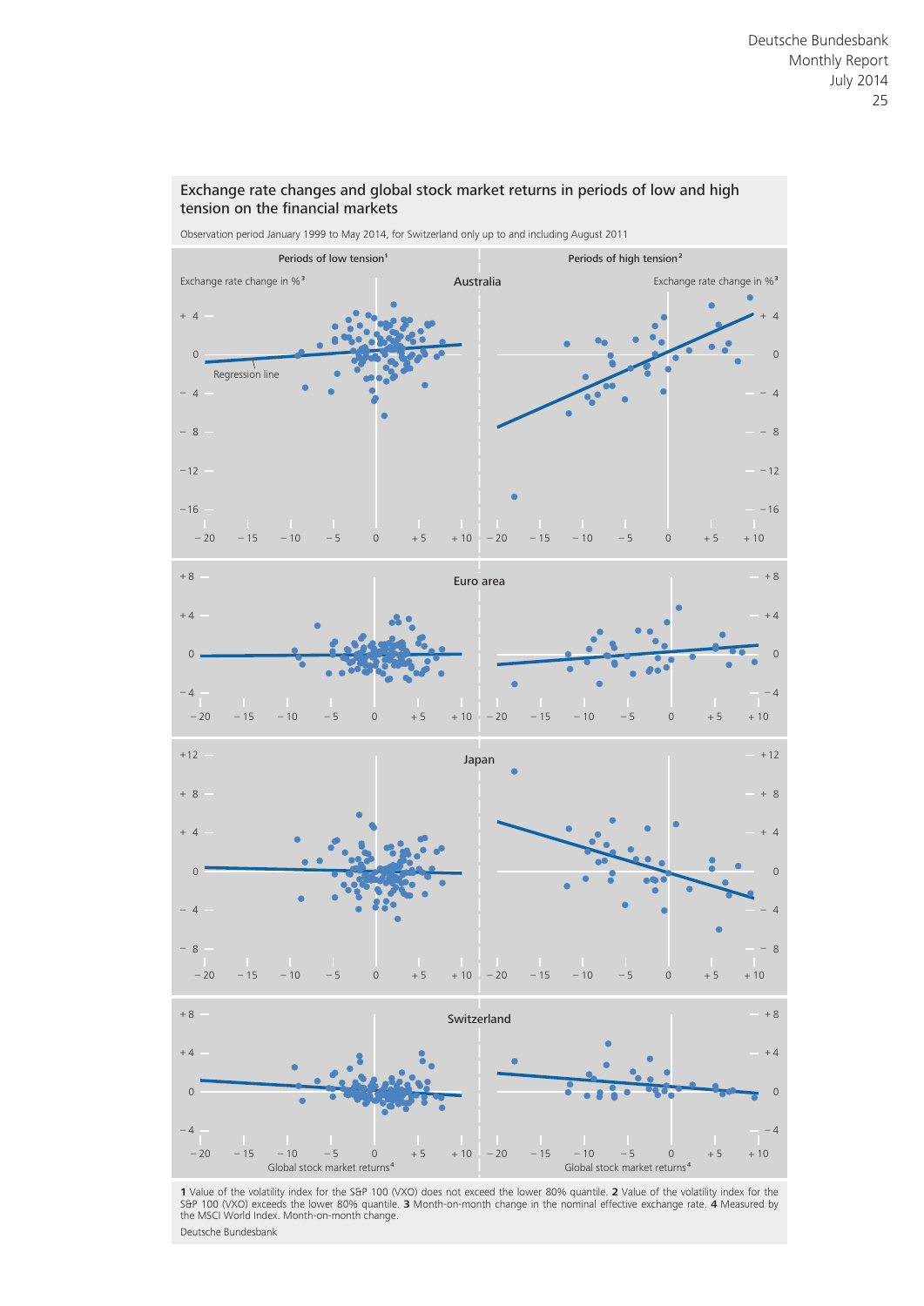## Exchange rate changes and global stock market returns in periods of low and high tension on the financial markets

Observation period January 1999 to May 2014, for Switzerland only up to and including August 2011

Periods of low tension[1] | Periods of high tension[2]

Exchange rate change in %[3]

Australia

Regression line

Euro area

Japan

Switzerland

Global stock market returns[4]

**1** Value of the volatility index for the S&P 100 (VXO) does not exceed the lower 80% quantile. **2** Value of the volatility index for the S&P 100 (VXO) exceeds the lower 80% quantile. **3** Month-on-month change in the nominal effective exchange rate. **4** Measured by the MSCI World Index. Month-on-month change.

Deutsche Bundesbank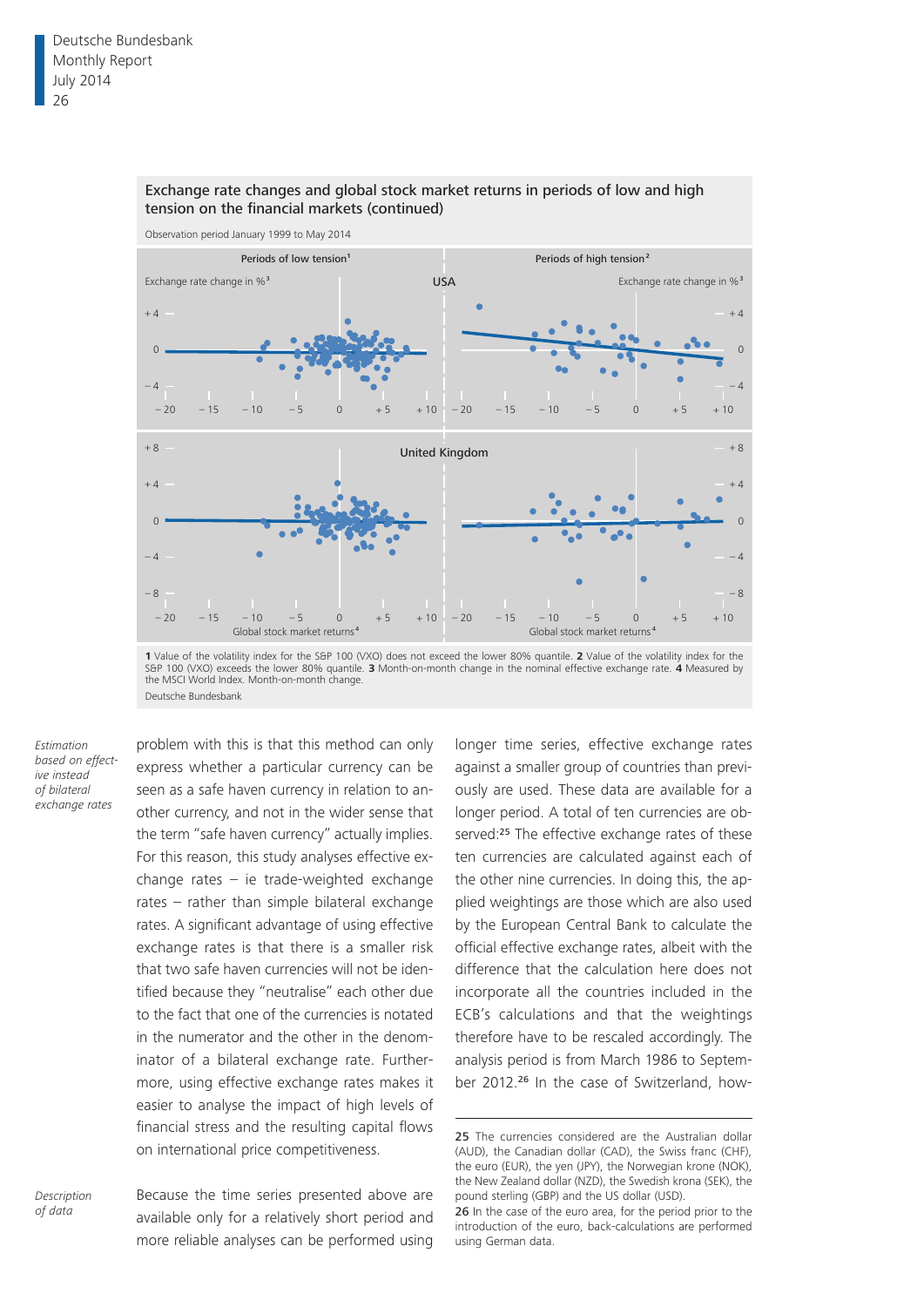**Exchange rate changes and global stock market returns in periods of low and high tension on the financial markets (continued)**

Observation period January 1999 to May 2014

1 Value of the volatility index for the S&P 100 (VXO) does not exceed the lower 80% quantile. 2 Value of the volatility index for the S&P 100 (VXO) exceeds the lower 80% quantile. 3 Month-on-month change in the nominal effective exchange rate. 4 Measured by the MSCI World Index. Month-on-month change.

Deutsche Bundesbank

*Estimation based on effective instead of bilateral exchange rates*

problem with this is that this method can only express whether a particular currency can be seen as a safe haven currency in relation to another currency, and not in the wider sense that the term "safe haven currency" actually implies. For this reason, this study analyses effective exchange rates – ie trade-weighted exchange rates – rather than simple bilateral exchange rates. A significant advantage of using effective exchange rates is that there is a smaller risk that two safe haven currencies will not be identified because they "neutralise" each other due to the fact that one of the currencies is notated in the numerator and the other in the denominator of a bilateral exchange rate. Furthermore, using effective exchange rates makes it easier to analyse the impact of high levels of financial stress and the resulting capital flows on international price competitiveness.

*Description of data*

Because the time series presented above are available only for a relatively short period and more reliable analyses can be performed using longer time series, effective exchange rates against a smaller group of countries than previously are used. These data are available for a longer period. A total of ten currencies are observed:[25] The effective exchange rates of these ten currencies are calculated against each of the other nine currencies. In doing this, the applied weightings are those which are also used by the European Central Bank to calculate the official effective exchange rates, albeit with the difference that the calculation here does not incorporate all the countries included in the ECB's calculations and that the weightings therefore have to be rescaled accordingly. The analysis period is from March 1986 to September 2012.[26] In the case of Switzerland, how-

25 The currencies considered are the Australian dollar (AUD), the Canadian dollar (CAD), the Swiss franc (CHF), the euro (EUR), the yen (JPY), the Norwegian krone (NOK), the New Zealand dollar (NZD), the Swedish krona (SEK), the pound sterling (GBP) and the US dollar (USD).

26 In the case of the euro area, for the period prior to the introduction of the euro, back-calculations are performed using German data.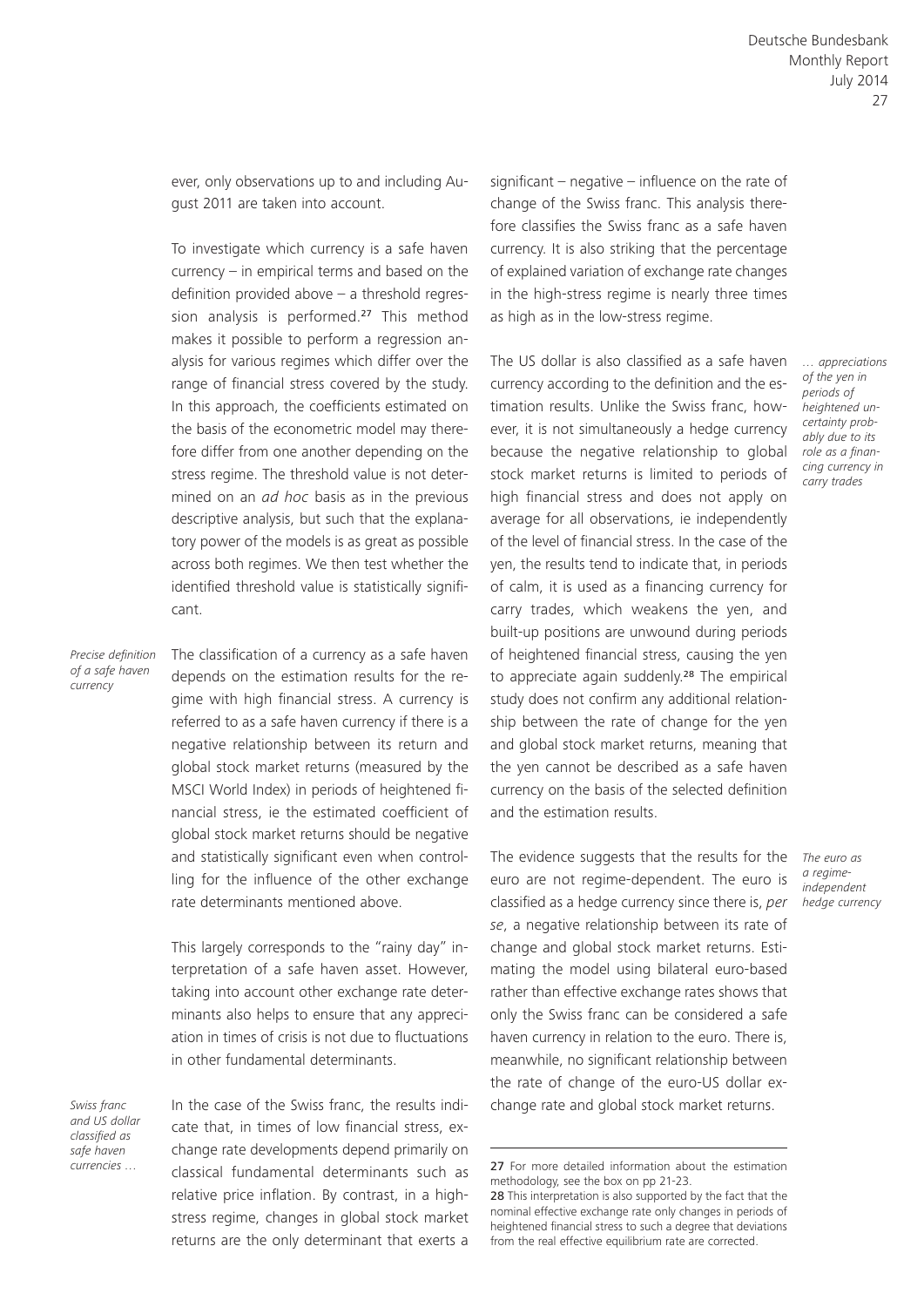ever, only observations up to and including August 2011 are taken into account.

To investigate which currency is a safe haven currency – in empirical terms and based on the definition provided above – a threshold regression analysis is performed.[27] This method makes it possible to perform a regression analysis for various regimes which differ over the range of financial stress covered by the study. In this approach, the coefficients estimated on the basis of the econometric model may therefore differ from one another depending on the stress regime. The threshold value is not determined on an *ad hoc* basis as in the previous descriptive analysis, but such that the explanatory power of the models is as great as possible across both regimes. We then test whether the identified threshold value is statistically significant.

*Precise definition of a safe haven currency*

The classification of a currency as a safe haven depends on the estimation results for the regime with high financial stress. A currency is referred to as a safe haven currency if there is a negative relationship between its return and global stock market returns (measured by the MSCI World Index) in periods of heightened financial stress, ie the estimated coefficient of global stock market returns should be negative and statistically significant even when controlling for the influence of the other exchange rate determinants mentioned above.

This largely corresponds to the "rainy day" interpretation of a safe haven asset. However, taking into account other exchange rate determinants also helps to ensure that any appreciation in times of crisis is not due to fluctuations in other fundamental determinants.

*Swiss franc and US dollar classified as safe haven currencies …*

In the case of the Swiss franc, the results indicate that, in times of low financial stress, exchange rate developments depend primarily on classical fundamental determinants such as relative price inflation. By contrast, in a high-stress regime, changes in global stock market returns are the only determinant that exerts a significant – negative – influence on the rate of change of the Swiss franc. This analysis therefore classifies the Swiss franc as a safe haven currency. It is also striking that the percentage of explained variation of exchange rate changes in the high-stress regime is nearly three times as high as in the low-stress regime.

*… appreciations of the yen in periods of heightened uncertainty probably due to its role as a financing currency in carry trades*

The US dollar is also classified as a safe haven currency according to the definition and the estimation results. Unlike the Swiss franc, however, it is not simultaneously a hedge currency because the negative relationship to global stock market returns is limited to periods of high financial stress and does not apply on average for all observations, ie independently of the level of financial stress. In the case of the yen, the results tend to indicate that, in periods of calm, it is used as a financing currency for carry trades, which weakens the yen, and built-up positions are unwound during periods of heightened financial stress, causing the yen to appreciate again suddenly.[28] The empirical study does not confirm any additional relationship between the rate of change for the yen and global stock market returns, meaning that the yen cannot be described as a safe haven currency on the basis of the selected definition and the estimation results.

*The euro as a regime-independent hedge currency*

The evidence suggests that the results for the euro are not regime-dependent. The euro is classified as a hedge currency since there is, *per se*, a negative relationship between its rate of change and global stock market returns. Estimating the model using bilateral euro-based rather than effective exchange rates shows that only the Swiss franc can be considered a safe haven currency in relation to the euro. There is, meanwhile, no significant relationship between the rate of change of the euro-US dollar exchange rate and global stock market returns.

---

27 For more detailed information about the estimation methodology, see the box on pp 21-23.

28 This interpretation is also supported by the fact that the nominal effective exchange rate only changes in periods of heightened financial stress to such a degree that deviations from the real effective equilibrium rate are corrected.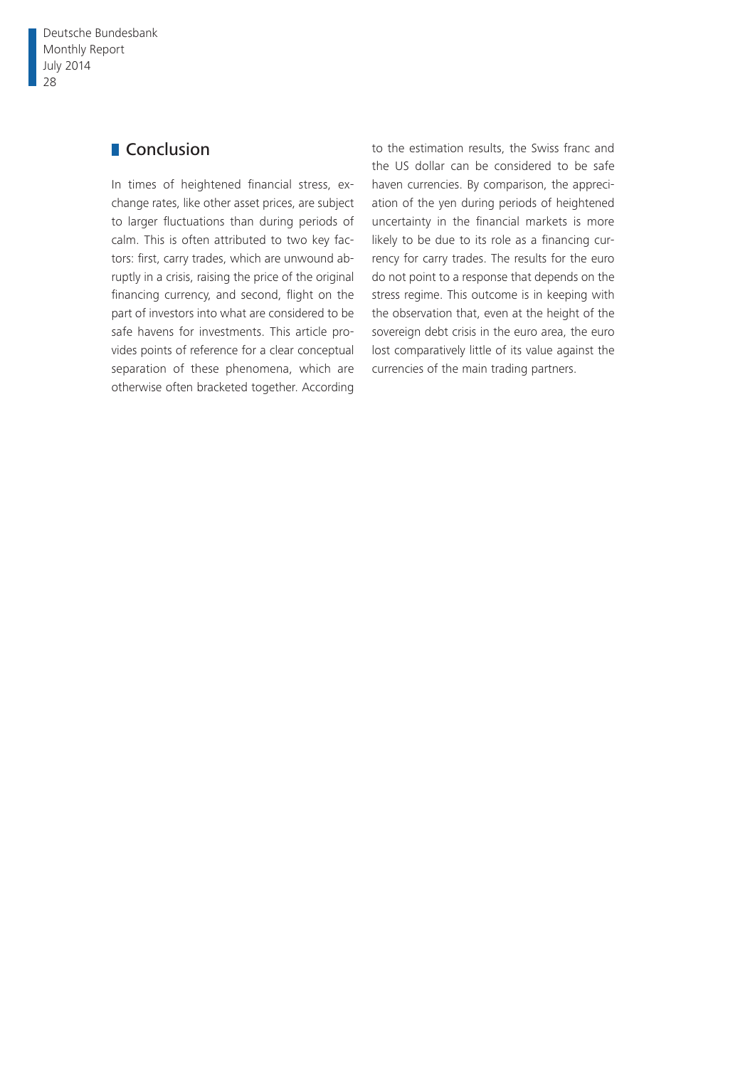## Conclusion

In times of heightened financial stress, exchange rates, like other asset prices, are subject to larger fluctuations than during periods of calm. This is often attributed to two key factors: first, carry trades, which are unwound abruptly in a crisis, raising the price of the original financing currency, and second, flight on the part of investors into what are considered to be safe havens for investments. This article provides points of reference for a clear conceptual separation of these phenomena, which are otherwise often bracketed together. According to the estimation results, the Swiss franc and the US dollar can be considered to be safe haven currencies. By comparison, the appreciation of the yen during periods of heightened uncertainty in the financial markets is more likely to be due to its role as a financing currency for carry trades. The results for the euro do not point to a response that depends on the stress regime. This outcome is in keeping with the observation that, even at the height of the sovereign debt crisis in the euro area, the euro lost comparatively little of its value against the currencies of the main trading partners.